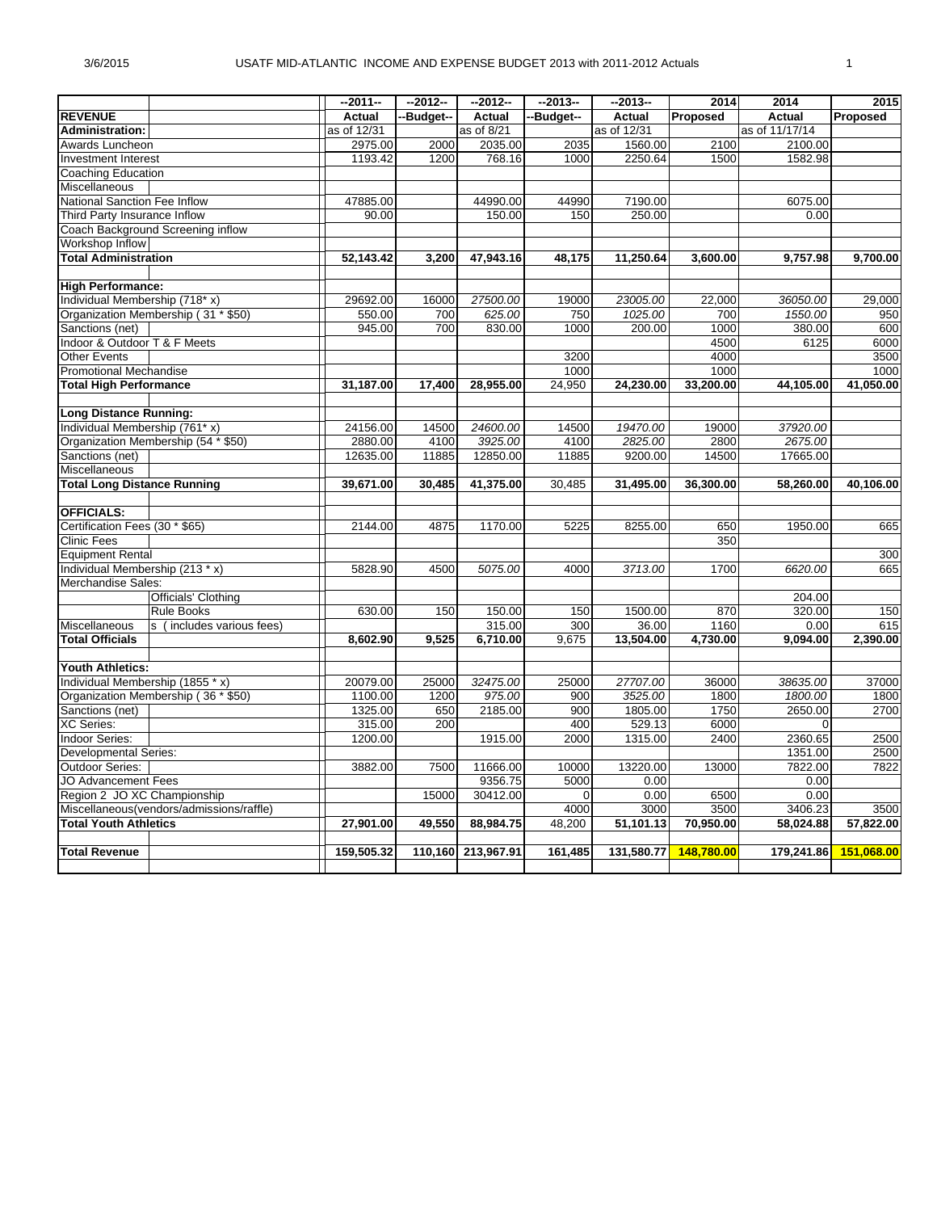# USATF MID-ATLANTIC INCOME AND EXPENSE BUDGET 2013 with 2011-2012 Actuals

| | | --2011-- | --2012-- | --2012-- | --2013-- | --2013-- | 2014 | 2014 | 2015 |
|---|---|---|---|---|---|---|---|---|---|
| **REVENUE** | | **Actual** | --Budget-- | **Actual** | --Budget-- | **Actual** | **Proposed** | **Actual** | **Proposed** |
| **Administration:** | | as of 12/31 | | as of 8/21 | | as of 12/31 | | as of 11/17/14 | |
| Awards Luncheon | | 2975.00 | 2000 | 2035.00 | 2035 | 1560.00 | 2100 | 2100.00 | |
| Investment Interest | | 1193.42 | 1200 | 768.16 | 1000 | 2250.64 | 1500 | 1582.98 | |
| Coaching Education | | | | | | | | | |
| Miscellaneous | | | | | | | | | |
| National Sanction Fee Inflow | | 47885.00 | | 44990.00 | 44990 | 7190.00 | | 6075.00 | |
| Third Party Insurance Inflow | | 90.00 | | 150.00 | 150 | 250.00 | | 0.00 | |
| Coach Background Screening inflow | | | | | | | | | |
| Workshop Inflow | | | | | | | | | |
| **Total Administration** | | **52,143.42** | **3,200** | **47,943.16** | **48,175** | **11,250.64** | **3,600.00** | **9,757.98** | **9,700.00** |
| | | | | | | | | | |
| **High Performance:** | | | | | | | | | |
| Individual Membership (718* x) | | 29692.00 | 16000 | *27500.00* | 19000 | *23005.00* | 22,000 | *36050.00* | 29,000 |
| Organization Membership ( 31 * $50) | | 550.00 | 700 | *625.00* | 750 | *1025.00* | 700 | *1550.00* | 950 |
| Sanctions (net) | | 945.00 | 700 | 830.00 | 1000 | 200.00 | 1000 | 380.00 | 600 |
| Indoor & Outdoor T & F Meets | | | | | | | 4500 | 6125 | 6000 |
| Other Events | | | | | 3200 | | 4000 | | 3500 |
| Promotional Mechandise | | | | | 1000 | | 1000 | | 1000 |
| **Total High Performance** | | **31,187.00** | **17,400** | **28,955.00** | 24,950 | **24,230.00** | **33,200.00** | **44,105.00** | **41,050.00** |
| | | | | | | | | | |
| **Long Distance Running:** | | | | | | | | | |
| Individual Membership (761* x) | | 24156.00 | 14500 | *24600.00* | 14500 | *19470.00* | 19000 | *37920.00* | |
| Organization Membership (54 * $50) | | 2880.00 | 4100 | *3925.00* | 4100 | *2825.00* | 2800 | *2675.00* | |
| Sanctions (net) | | 12635.00 | 11885 | 12850.00 | 11885 | 9200.00 | 14500 | 17665.00 | |
| Miscellaneous | | | | | | | | | |
| **Total Long Distance Running** | | **39,671.00** | **30,485** | **41,375.00** | 30,485 | **31,495.00** | **36,300.00** | **58,260.00** | **40,106.00** |
| | | | | | | | | | |
| **OFFICIALS:** | | | | | | | | | |
| Certification Fees (30 * $65) | | 2144.00 | 4875 | 1170.00 | 5225 | 8255.00 | 650 | 1950.00 | 665 |
| Clinic Fees | | | | | | | 350 | | |
| Equipment Rental | | | | | | | | | 300 |
| Individual Membership (213 * x) | | 5828.90 | 4500 | *5075.00* | 4000 | *3713.00* | 1700 | *6620.00* | 665 |
| Merchandise Sales: | | | | | | | | | |
| | Officials' Clothing | | | | | | | 204.00 | |
| | Rule Books | 630.00 | 150 | 150.00 | 150 | 1500.00 | 870 | 320.00 | 150 |
| Miscellaneous | s ( includes various fees) | | | 315.00 | 300 | 36.00 | 1160 | 0.00 | 615 |
| **Total Officials** | | **8,602.90** | **9,525** | **6,710.00** | 9,675 | **13,504.00** | **4,730.00** | **9,094.00** | **2,390.00** |
| | | | | | | | | | |
| **Youth Athletics:** | | | | | | | | | |
| Individual Membership (1855 * x) | | 20079.00 | 25000 | *32475.00* | 25000 | *27707.00* | 36000 | *38635.00* | 37000 |
| Organization Membership ( 36 * $50) | | 1100.00 | 1200 | *975.00* | 900 | *3525.00* | 1800 | *1800.00* | 1800 |
| Sanctions (net) | | 1325.00 | 650 | 2185.00 | 900 | 1805.00 | 1750 | 2650.00 | 2700 |
| XC Series: | | 315.00 | 200 | | 400 | 529.13 | 6000 | 0 | |
| Indoor Series: | | 1200.00 | | 1915.00 | 2000 | 1315.00 | 2400 | 2360.65 | 2500 |
| Developmental Series: | | | | | | | | 1351.00 | 2500 |
| Outdoor Series: | | 3882.00 | 7500 | 11666.00 | 10000 | 13220.00 | 13000 | 7822.00 | 7822 |
| JO Advancement Fees | | | | 9356.75 | 5000 | 0.00 | | 0.00 | |
| Region 2 JO XC Championship | | | 15000 | 30412.00 | 0 | 0.00 | 6500 | 0.00 | |
| Miscellaneous(vendors/admissions/raffle) | | | | | 4000 | 3000 | 3500 | 3406.23 | 3500 |
| **Total Youth Athletics** | | **27,901.00** | **49,550** | **88,984.75** | 48,200 | **51,101.13** | **70,950.00** | **58,024.88** | **57,822.00** |
| | | | | | | | | | |
| **Total Revenue** | | **159,505.32** | **110,160** | **213,967.91** | **161,485** | **131,580.77** | **148,780.00** | **179,241.86** | **151,068.00** |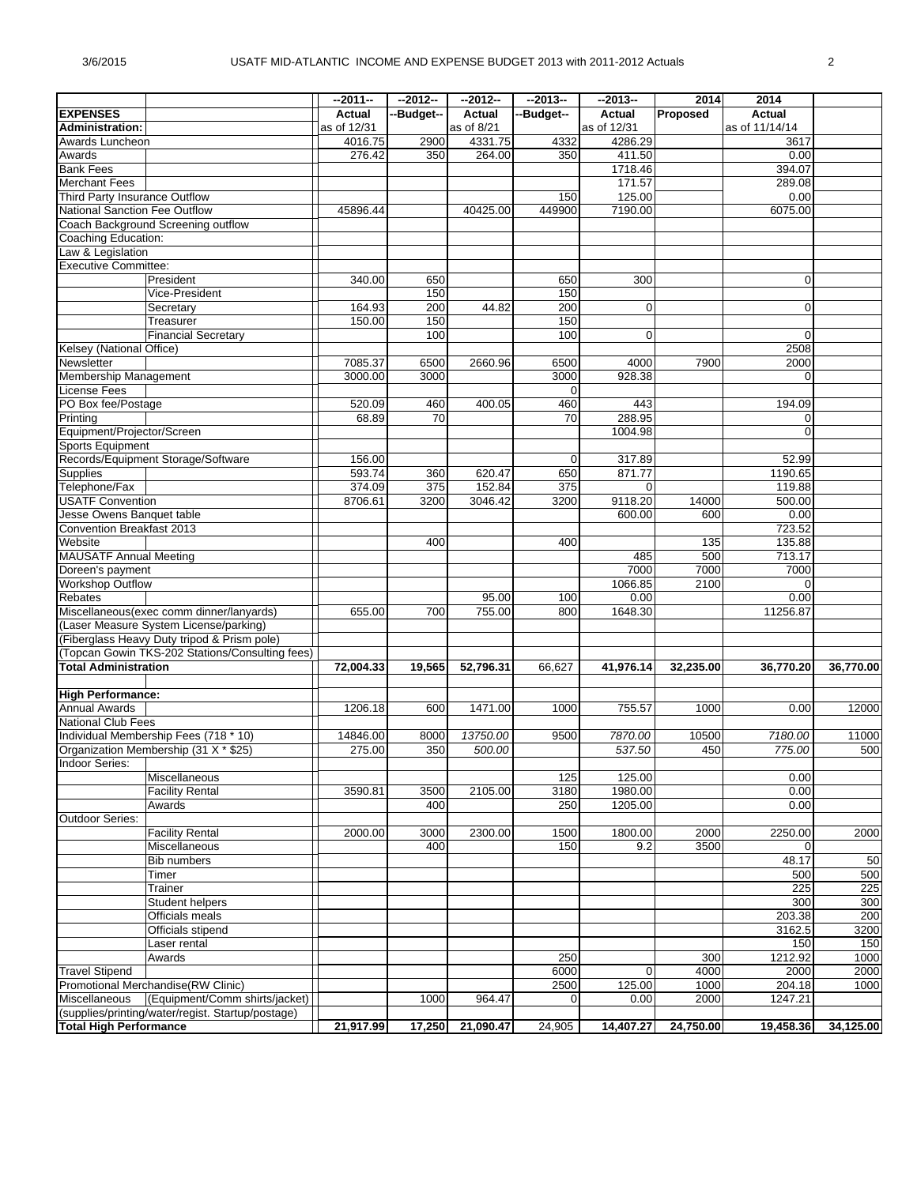# USATF MID-ATLANTIC INCOME AND EXPENSE BUDGET 2013 with 2011-2012 Actuals

| | | --2011-- | --2012-- | --2012-- | --2013-- | --2013-- | 2014 | 2014 | |
|---|---|---|---|---|---|---|---|---|---|
| **EXPENSES** | | **Actual** | **--Budget--** | **Actual** | **--Budget--** | **Actual** | **Proposed** | **Actual** | |
| **Administration:** | | as of 12/31 | | as of 8/21 | | as of 12/31 | | as of 11/14/14 | |
| Awards Luncheon | | 4016.75 | 2900 | 4331.75 | 4332 | 4286.29 | | 3617 | |
| Awards | | 276.42 | 350 | 264.00 | 350 | 411.50 | | 0.00 | |
| Bank Fees | | | | | | 1718.46 | | 394.07 | |
| Merchant Fees | | | | | | 171.57 | | 289.08 | |
| Third Party Insurance Outflow | | | | | 150 | 125.00 | | 0.00 | |
| National Sanction Fee Outflow | | 45896.44 | | 40425.00 | 449900 | 7190.00 | | 6075.00 | |
| Coach Background Screening outflow | | | | | | | | | |
| Coaching Education: | | | | | | | | | |
| Law & Legislation | | | | | | | | | |
| Executive Committee: | | | | | | | | | |
| | President | 340.00 | 650 | | 650 | 300 | | 0 | |
| | Vice-President | | 150 | | 150 | | | | |
| | Secretary | 164.93 | 200 | 44.82 | 200 | 0 | | 0 | |
| | Treasurer | 150.00 | 150 | | 150 | | | | |
| | Financial Secretary | | 100 | | 100 | 0 | | 0 | |
| Kelsey (National Office) | | | | | | | | 2508 | |
| Newsletter | | 7085.37 | 6500 | 2660.96 | 6500 | 4000 | 7900 | 2000 | |
| Membership Management | | 3000.00 | 3000 | | 3000 | 928.38 | | 0 | |
| License Fees | | | | | 0 | | | | |
| PO Box fee/Postage | | 520.09 | 460 | 400.05 | 460 | 443 | | 194.09 | |
| Printing | | 68.89 | 70 | | 70 | 288.95 | | 0 | |
| Equipment/Projector/Screen | | | | | | 1004.98 | | 0 | |
| Sports Equipment | | | | | | | | | |
| Records/Equipment Storage/Software | | 156.00 | | | 0 | 317.89 | | 52.99 | |
| Supplies | | 593.74 | 360 | 620.47 | 650 | 871.77 | | 1190.65 | |
| Telephone/Fax | | 374.09 | 375 | 152.84 | 375 | 0 | | 119.88 | |
| USATF Convention | | 8706.61 | 3200 | 3046.42 | 3200 | 9118.20 | 14000 | 500.00 | |
| Jesse Owens Banquet table | | | | | | 600.00 | 600 | 0.00 | |
| Convention Breakfast 2013 | | | | | | | | 723.52 | |
| Website | | | 400 | | 400 | | 135 | 135.88 | |
| MAUSATF Annual Meeting | | | | | | 485 | 500 | 713.17 | |
| Doreen's payment | | | | | | 7000 | 7000 | 7000 | |
| Workshop Outflow | | | | | | 1066.85 | 2100 | 0 | |
| Rebates | | | | 95.00 | 100 | 0.00 | | 0.00 | |
| Miscellaneous(exec comm dinner/lanyards) | | 655.00 | 700 | 755.00 | 800 | 1648.30 | | 11256.87 | |
| (Laser Measure System License/parking) | | | | | | | | | |
| (Fiberglass Heavy Duty tripod & Prism pole) | | | | | | | | | |
| (Topcan Gowin TKS-202 Stations/Consulting fees) | | | | | | | | | |
| **Total Administration** | | **72,004.33** | **19,565** | **52,796.31** | 66,627 | **41,976.14** | **32,235.00** | **36,770.20** | **36,770.00** |
| | | | | | | | | | |
| **High Performance:** | | | | | | | | | |
| Annual Awards | | 1206.18 | 600 | 1471.00 | 1000 | 755.57 | 1000 | 0.00 | 12000 |
| National Club Fees | | | | | | | | | |
| Individual Membership Fees (718 * 10) | | 14846.00 | 8000 | *13750.00* | 9500 | *7870.00* | 10500 | *7180.00* | 11000 |
| Organization Membership (31 X * $25) | | 275.00 | 350 | *500.00* | | *537.50* | 450 | *775.00* | 500 |
| Indoor Series: | | | | | | | | | |
| | Miscellaneous | | | | 125 | 125.00 | | 0.00 | |
| | Facility Rental | 3590.81 | 3500 | 2105.00 | 3180 | 1980.00 | | 0.00 | |
| | Awards | | 400 | | 250 | 1205.00 | | 0.00 | |
| Outdoor Series: | | | | | | | | | |
| | Facility Rental | 2000.00 | 3000 | 2300.00 | 1500 | 1800.00 | 2000 | 2250.00 | 2000 |
| | Miscellaneous | | 400 | | 150 | 9.2 | 3500 | 0 | |
| | Bib numbers | | | | | | | 48.17 | 50 |
| | Timer | | | | | | | 500 | 500 |
| | Trainer | | | | | | | 225 | 225 |
| | Student helpers | | | | | | | 300 | 300 |
| | Officials meals | | | | | | | 203.38 | 200 |
| | Officials stipend | | | | | | | 3162.5 | 3200 |
| | Laser rental | | | | | | | 150 | 150 |
| | Awards | | | | 250 | | 300 | 1212.92 | 1000 |
| Travel Stipend | | | | | 6000 | 0 | 4000 | 2000 | 2000 |
| Promotional Merchandise(RW Clinic) | | | | | 2500 | 125.00 | 1000 | 204.18 | 1000 |
| Miscellaneous | (Equipment/Comm shirts/jacket) | | 1000 | 964.47 | 0 | 0.00 | 2000 | 1247.21 | |
| (supplies/printing/water/regist. Startup/postage) | | | | | | | | | |
| **Total High Performance** | | **21,917.99** | **17,250** | **21,090.47** | 24,905 | **14,407.27** | **24,750.00** | **19,458.36** | **34,125.00** |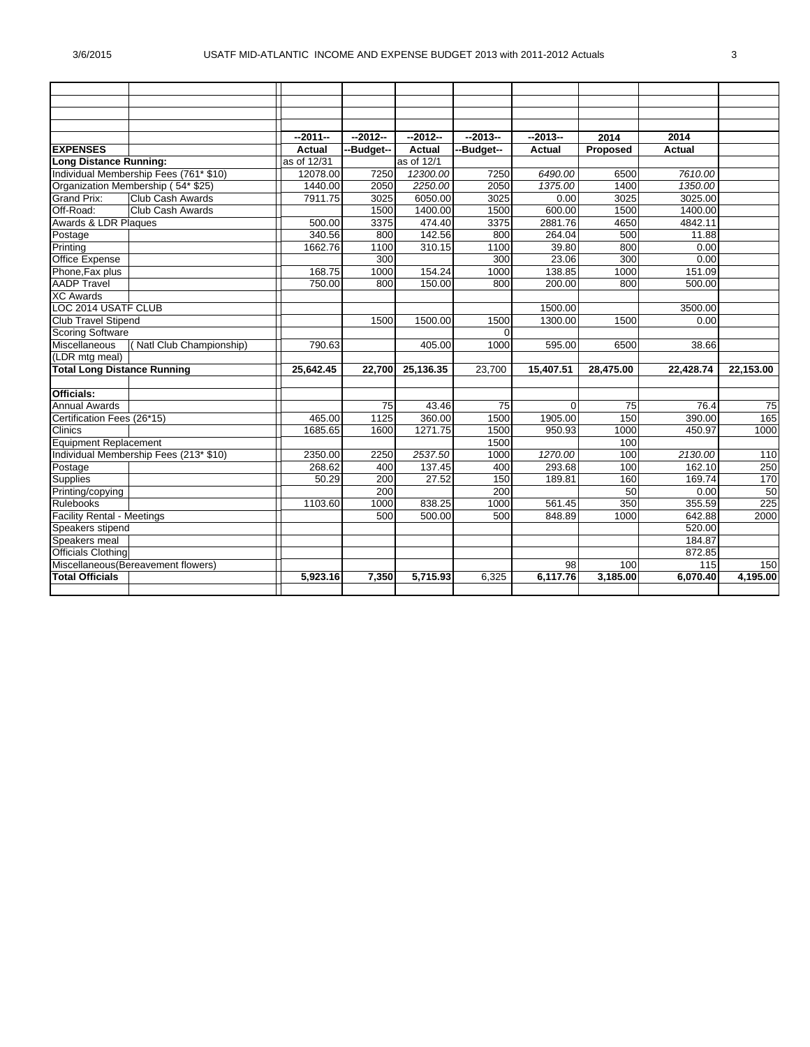| | | --2011-- | --2012-- | --2012-- | --2013-- | --2013-- | 2014 | 2014 | |
|---|---|---|---|---|---|---|---|---|---|
| **EXPENSES** | | **Actual** | --Budget-- | **Actual** | --Budget-- | **Actual** | **Proposed** | **Actual** | |
| **Long Distance Running:** | | as of 12/31 | | as of 12/1 | | | | | |
| Individual Membership Fees (761* $10) | | 12078.00 | 7250 | *12300.00* | 7250 | *6490.00* | 6500 | *7610.00* | |
| Organization Membership ( 54* $25) | | 1440.00 | 2050 | *2250.00* | 2050 | *1375.00* | 1400 | *1350.00* | |
| Grand Prix: | Club Cash Awards | 7911.75 | 3025 | 6050.00 | 3025 | 0.00 | 3025 | 3025.00 | |
| Off-Road: | Club Cash Awards | | 1500 | 1400.00 | 1500 | 600.00 | 1500 | 1400.00 | |
| Awards & LDR Plaques | | 500.00 | 3375 | 474.40 | 3375 | 2881.76 | 4650 | 4842.11 | |
| Postage | | 340.56 | 800 | 142.56 | 800 | 264.04 | 500 | 11.88 | |
| Printing | | 1662.76 | 1100 | 310.15 | 1100 | 39.80 | 800 | 0.00 | |
| Office Expense | | | 300 | | 300 | 23.06 | 300 | 0.00 | |
| Phone,Fax plus | | 168.75 | 1000 | 154.24 | 1000 | 138.85 | 1000 | 151.09 | |
| AADP Travel | | 750.00 | 800 | 150.00 | 800 | 200.00 | 800 | 500.00 | |
| XC Awards | | | | | | | | | |
| LOC 2014 USATF CLUB | | | | | | 1500.00 | | 3500.00 | |
| Club Travel Stipend | | | 1500 | 1500.00 | 1500 | 1300.00 | 1500 | 0.00 | |
| Scoring Software | | | | | 0 | | | | |
| Miscellaneous | ( Natl Club Championship) | 790.63 | | 405.00 | 1000 | 595.00 | 6500 | 38.66 | |
| (LDR mtg meal) | | | | | | | | | |
| **Total Long Distance Running** | | **25,642.45** | **22,700** | **25,136.35** | 23,700 | **15,407.51** | **28,475.00** | **22,428.74** | **22,153.00** |
| | | | | | | | | | |
| **Officials:** | | | | | | | | | |
| Annual Awards | | | 75 | 43.46 | 75 | 0 | 75 | 76.4 | 75 |
| Certification Fees (26*15) | | 465.00 | 1125 | 360.00 | 1500 | 1905.00 | 150 | 390.00 | 165 |
| Clinics | | 1685.65 | 1600 | 1271.75 | 1500 | 950.93 | 1000 | 450.97 | 1000 |
| Equipment Replacement | | | | | 1500 | | 100 | | |
| Individual Membership Fees (213* $10) | | 2350.00 | 2250 | *2537.50* | 1000 | *1270.00* | 100 | *2130.00* | 110 |
| Postage | | 268.62 | 400 | 137.45 | 400 | 293.68 | 100 | 162.10 | 250 |
| Supplies | | 50.29 | 200 | 27.52 | 150 | 189.81 | 160 | 169.74 | 170 |
| Printing/copying | | | 200 | | 200 | | 50 | 0.00 | 50 |
| Rulebooks | | 1103.60 | 1000 | 838.25 | 1000 | 561.45 | 350 | 355.59 | 225 |
| Facility Rental - Meetings | | | 500 | 500.00 | 500 | 848.89 | 1000 | 642.88 | 2000 |
| Speakers stipend | | | | | | | | 520.00 | |
| Speakers meal | | | | | | | | 184.87 | |
| Officials Clothing | | | | | | | | 872.85 | |
| Miscellaneous(Bereavement flowers) | | | | | | 98 | 100 | 115 | 150 |
| **Total Officials** | | **5,923.16** | **7,350** | **5,715.93** | 6,325 | **6,117.76** | **3,185.00** | **6,070.40** | **4,195.00** |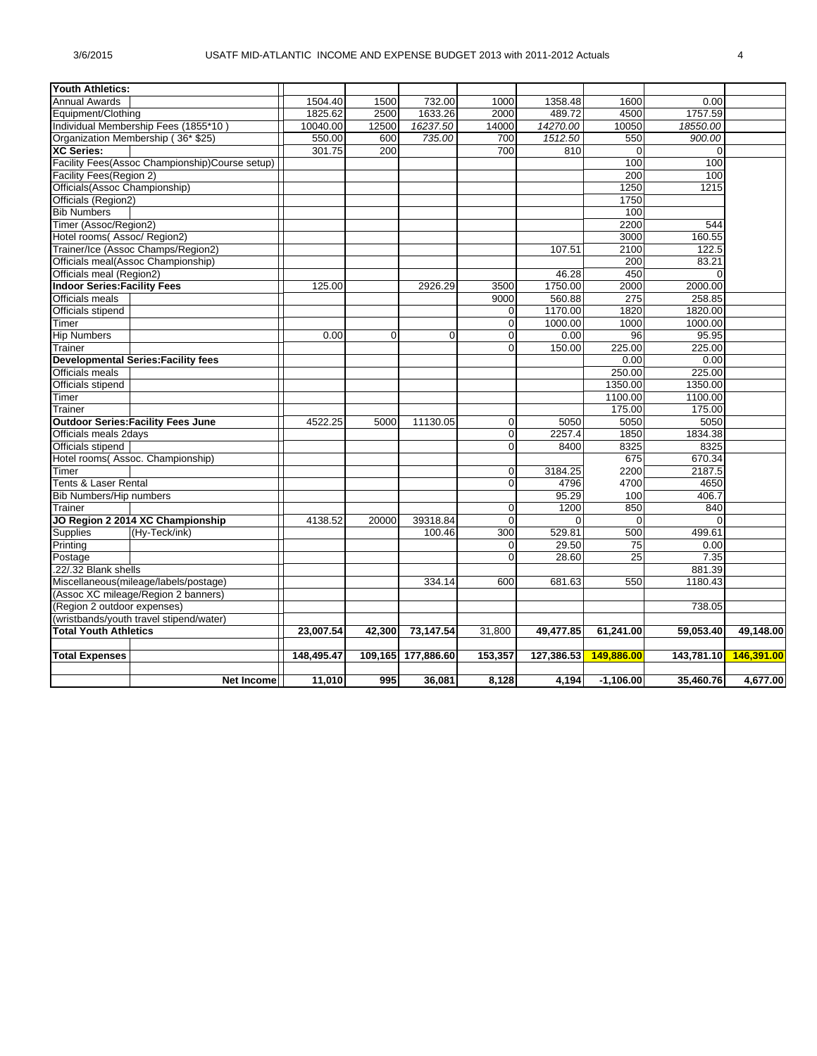| | | | | | | | | | |
|---|---|---|---|---|---|---|---|---|---|
| **Youth Athletics:** | | | | | | | | | |
| Annual Awards | | 1504.40 | 1500 | 732.00 | 1000 | 1358.48 | 1600 | 0.00 | |
| Equipment/Clothing | | 1825.62 | 2500 | 1633.26 | 2000 | 489.72 | 4500 | 1757.59 | |
| Individual Membership Fees (1855*10 ) | | 10040.00 | 12500 | *16237.50* | 14000 | *14270.00* | 10050 | *18550.00* | |
| Organization Membership ( 36* $25) | | 550.00 | 600 | *735.00* | 700 | *1512.50* | 550 | *900.00* | |
| **XC Series:** | | 301.75 | 200 | | 700 | 810 | 0 | 0 | |
| Facility Fees(Assoc Championship)Course setup) | | | | | | | 100 | 100 | |
| Facility Fees(Region 2) | | | | | | | 200 | 100 | |
| Officials(Assoc Championship) | | | | | | | 1250 | 1215 | |
| Officials (Region2) | | | | | | | 1750 | | |
| Bib Numbers | | | | | | | 100 | | |
| Timer (Assoc/Region2) | | | | | | | 2200 | 544 | |
| Hotel rooms( Assoc/ Region2) | | | | | | | 3000 | 160.55 | |
| Trainer/Ice (Assoc Champs/Region2) | | | | | | 107.51 | 2100 | 122.5 | |
| Officials meal(Assoc Championship) | | | | | | | 200 | 83.21 | |
| Officials meal (Region2) | | | | | | 46.28 | 450 | 0 | |
| **Indoor Series:Facility Fees** | | 125.00 | | 2926.29 | 3500 | 1750.00 | 2000 | 2000.00 | |
| Officials meals | | | | | 9000 | 560.88 | 275 | 258.85 | |
| Officials stipend | | | | | 0 | 1170.00 | 1820 | 1820.00 | |
| Timer | | | | | 0 | 1000.00 | 1000 | 1000.00 | |
| Hip Numbers | | 0.00 | 0 | 0 | 0 | 0.00 | 96 | 95.95 | |
| Trainer | | | | | 0 | 150.00 | 225.00 | 225.00 | |
| **Developmental Series:Facility fees** | | | | | | | 0.00 | 0.00 | |
| Officials meals | | | | | | | 250.00 | 225.00 | |
| Officials stipend | | | | | | | 1350.00 | 1350.00 | |
| Timer | | | | | | | 1100.00 | 1100.00 | |
| Trainer | | | | | | | 175.00 | 175.00 | |
| **Outdoor Series:Facility Fees June** | | 4522.25 | 5000 | 11130.05 | 0 | 5050 | 5050 | 5050 | |
| Officials meals 2days | | | | | 0 | 2257.4 | 1850 | 1834.38 | |
| Officials stipend | | | | | 0 | 8400 | 8325 | 8325 | |
| Hotel rooms( Assoc. Championship) | | | | | | | 675 | 670.34 | |
| Timer | | | | | 0 | 3184.25 | 2200 | 2187.5 | |
| Tents & Laser Rental | | | | | 0 | 4796 | 4700 | 4650 | |
| Bib Numbers/Hip numbers | | | | | | 95.29 | 100 | 406.7 | |
| Trainer | | | | | 0 | 1200 | 850 | 840 | |
| **JO Region 2 2014 XC Championship** | | 4138.52 | 20000 | 39318.84 | 0 | 0 | 0 | 0 | |
| Supplies | (Hy-Teck/ink) | | | 100.46 | 300 | 529.81 | 500 | 499.61 | |
| Printing | | | | | 0 | 29.50 | 75 | 0.00 | |
| Postage | | | | | 0 | 28.60 | 25 | 7.35 | |
| .22/.32 Blank shells | | | | | | | | 881.39 | |
| Miscellaneous(mileage/labels/postage) | | | | 334.14 | 600 | 681.63 | 550 | 1180.43 | |
| (Assoc XC mileage/Region 2 banners) | | | | | | | | | |
| (Region 2 outdoor expenses) | | | | | | | | 738.05 | |
| (wristbands/youth travel stipend/water) | | | | | | | | | |
| **Total Youth Athletics** | | **23,007.54** | **42,300** | **73,147.54** | 31,800 | **49,477.85** | **61,241.00** | **59,053.40** | **49,148.00** |
| | | | | | | | | | |
| **Total Expenses** | | **148,495.47** | **109,165** | **177,886.60** | **153,357** | **127,386.53** | **149,886.00** | **143,781.10** | **146,391.00** |
| | | | | | | | | | |
| | **Net Income** | **11,010** | **995** | **36,081** | **8,128** | **4,194** | **-1,106.00** | **35,460.76** | **4,677.00** |